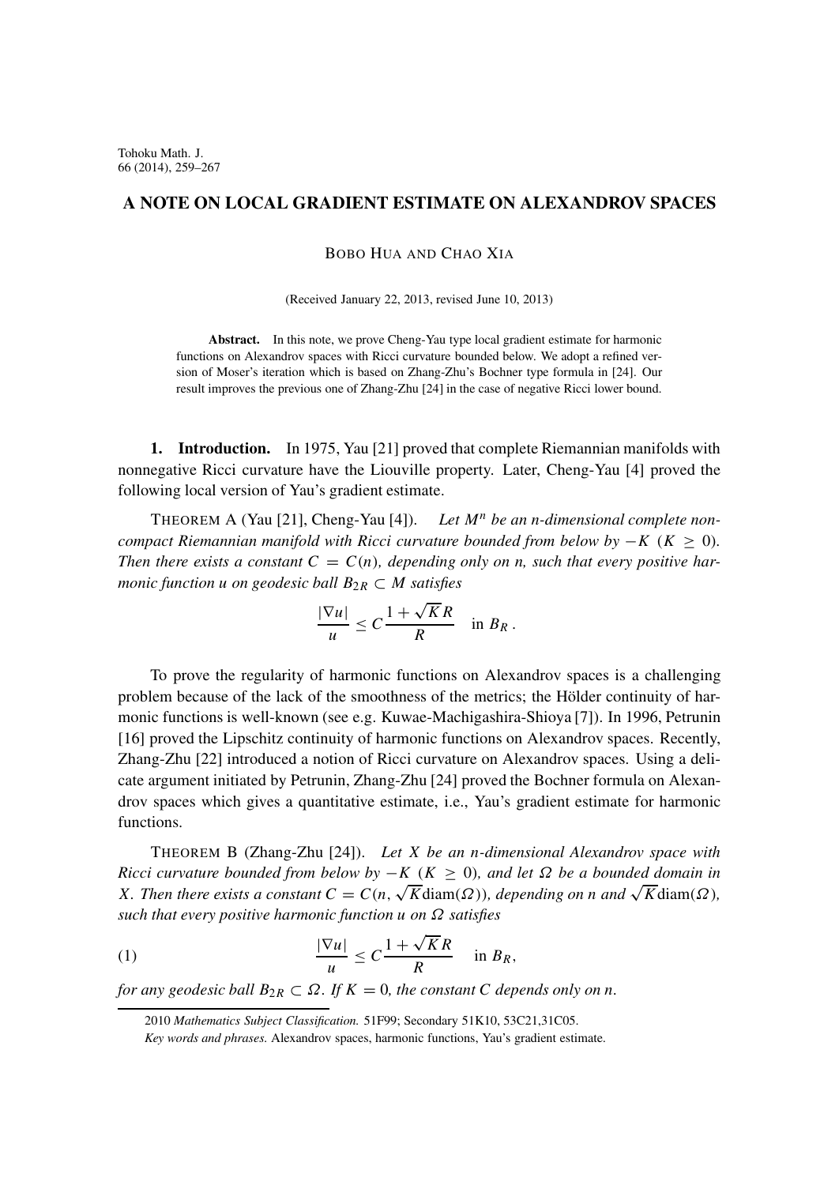# A NOTE ON LOCAL GRADIENT ESTIMATE ON ALEXANDROV SPACES

BOBO HUA AND CHAO XIA

(Received January 22, 2013, revised June 10, 2013)

**Abstract.** In this note, we prove Cheng-Yau type local gradient estimate for harmonic functions on Alexandrov spaces with Ricci curvature bounded below. We adopt a refined version of Moser's iteration which is based on Zhang-Zhu's Bochner type formula in [24]. Our result improves the previous one of Zhang-Zhu [24] in the case of negative Ricci lower bound.

## 1. Introduction.

In 1975, Yau [21] proved that complete Riemannian manifolds with nonnegative Ricci curvature have the Liouville property. Later, Cheng-Yau [4] proved the following local version of Yau's gradient estimate.

THEOREM A (Yau [21], Cheng-Yau [4]). *Let $M^n$ be an $n$-dimensional complete noncompact Riemannian manifold with Ricci curvature bounded from below by $-K$ ($K \geq 0$). Then there exists a constant $C = C(n)$, depending only on $n$, such that every positive harmonic function $u$ on geodesic ball $B_{2R} \subset M$ satisfies*

$$\frac{|\nabla u|}{u} \leq C\frac{1+\sqrt{K}R}{R} \quad \text{in } B_R\,.$$

To prove the regularity of harmonic functions on Alexandrov spaces is a challenging problem because of the lack of the smoothness of the metrics; the Hölder continuity of harmonic functions is well-known (see e.g. Kuwae-Machigashira-Shioya [7]). In 1996, Petrunin [16] proved the Lipschitz continuity of harmonic functions on Alexandrov spaces. Recently, Zhang-Zhu [22] introduced a notion of Ricci curvature on Alexandrov spaces. Using a delicate argument initiated by Petrunin, Zhang-Zhu [24] proved the Bochner formula on Alexandrov spaces which gives a quantitative estimate, i.e., Yau's gradient estimate for harmonic functions.

THEOREM B (Zhang-Zhu [24]). *Let $X$ be an $n$-dimensional Alexandrov space with Ricci curvature bounded from below by $-K$ ($K \geq 0$), and let $\Omega$ be a bounded domain in $X$. Then there exists a constant $C = C(n, \sqrt{K}\mathrm{diam}(\Omega))$, depending on $n$ and $\sqrt{K}\mathrm{diam}(\Omega)$, such that every positive harmonic function $u$ on $\Omega$ satisfies*

$$(1) \qquad \frac{|\nabla u|}{u} \leq C\frac{1+\sqrt{K}R}{R} \quad \text{in } B_R,$$

*for any geodesic ball $B_{2R} \subset \Omega$. If $K = 0$, the constant $C$ depends only on $n$.*

2010 *Mathematics Subject Classification.* 51F99; Secondary 51K10, 53C21,31C05.

*Key words and phrases.* Alexandrov spaces, harmonic functions, Yau's gradient estimate.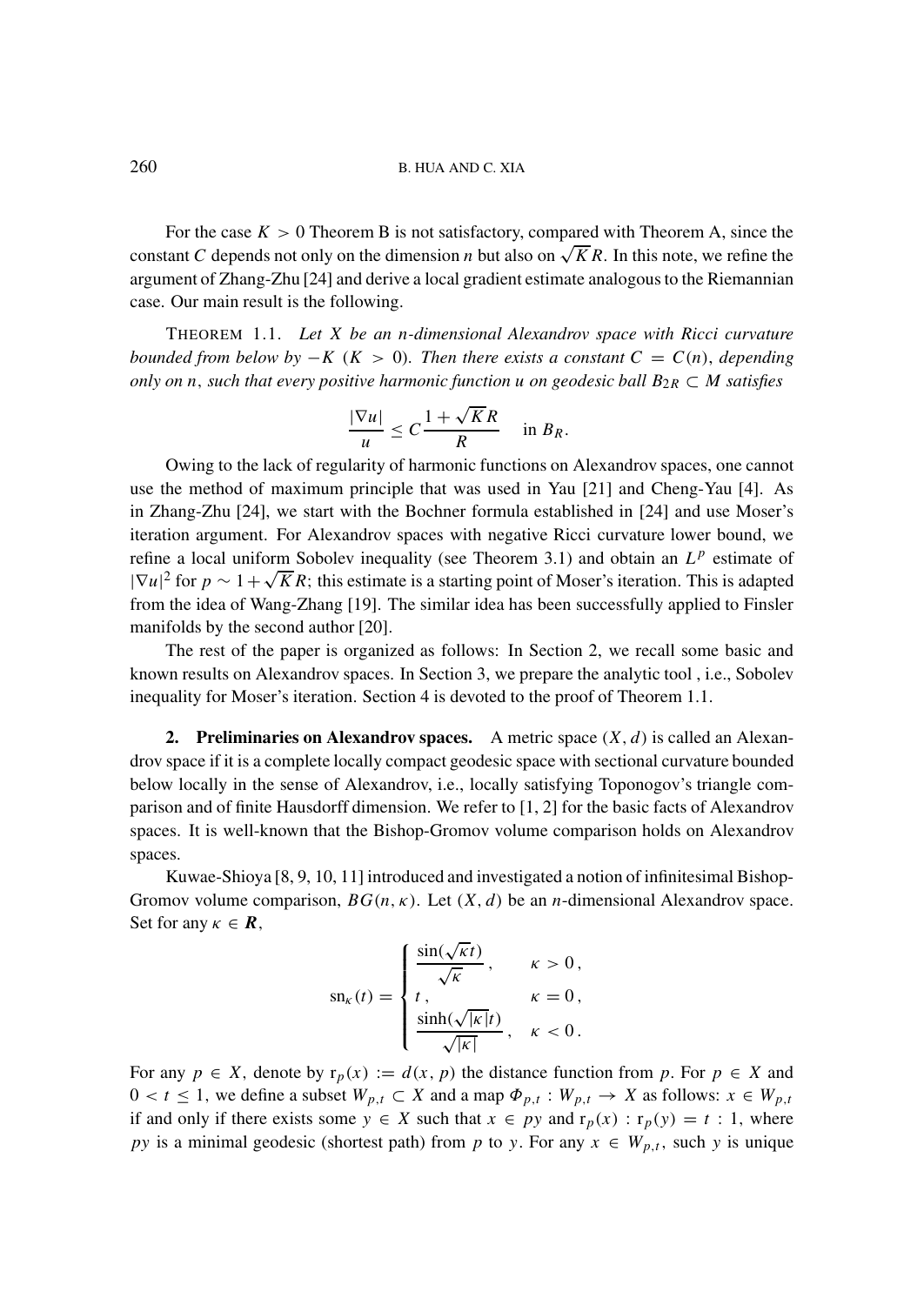For the case $K > 0$ Theorem B is not satisfactory, compared with Theorem A, since the constant $C$ depends not only on the dimension $n$ but also on $\sqrt{K}R$. In this note, we refine the argument of Zhang-Zhu [24] and derive a local gradient estimate analogous to the Riemannian case. Our main result is the following.

THEOREM 1.1. *Let $X$ be an $n$-dimensional Alexandrov space with Ricci curvature bounded from below by $-K$ ($K > 0$). Then there exists a constant $C = C(n)$, depending only on $n$, such that every positive harmonic function $u$ on geodesic ball $B_{2R} \subset M$ satisfies*

$$\frac{|\nabla u|}{u} \leq C\frac{1+\sqrt{K}R}{R} \quad \text{in } B_R.$$

Owing to the lack of regularity of harmonic functions on Alexandrov spaces, one cannot use the method of maximum principle that was used in Yau [21] and Cheng-Yau [4]. As in Zhang-Zhu [24], we start with the Bochner formula established in [24] and use Moser's iteration argument. For Alexandrov spaces with negative Ricci curvature lower bound, we refine a local uniform Sobolev inequality (see Theorem 3.1) and obtain an $L^p$ estimate of $|\nabla u|^2$ for $p \sim 1+\sqrt{K}R$; this estimate is a starting point of Moser's iteration. This is adapted from the idea of Wang-Zhang [19]. The similar idea has been successfully applied to Finsler manifolds by the second author [20].

The rest of the paper is organized as follows: In Section 2, we recall some basic and known results on Alexandrov spaces. In Section 3, we prepare the analytic tool , i.e., Sobolev inequality for Moser's iteration. Section 4 is devoted to the proof of Theorem 1.1.

## 2. Preliminaries on Alexandrov spaces.

A metric space $(X, d)$ is called an Alexandrov space if it is a complete locally compact geodesic space with sectional curvature bounded below locally in the sense of Alexandrov, i.e., locally satisfying Toponogov's triangle comparison and of finite Hausdorff dimension. We refer to [1, 2] for the basic facts of Alexandrov spaces. It is well-known that the Bishop-Gromov volume comparison holds on Alexandrov spaces.

Kuwae-Shioya [8, 9, 10, 11] introduced and investigated a notion of infinitesimal Bishop-Gromov volume comparison, $BG(n, \kappa)$. Let $(X, d)$ be an $n$-dimensional Alexandrov space. Set for any $\kappa \in \boldsymbol{R}$,

$$\mathrm{sn}_\kappa(t) = \begin{cases} \dfrac{\sin(\sqrt{\kappa}t)}{\sqrt{\kappa}}, & \kappa > 0, \\ t, & \kappa = 0, \\ \dfrac{\sinh(\sqrt{|\kappa|}t)}{\sqrt{|\kappa|}}, & \kappa < 0. \end{cases}$$

For any $p \in X$, denote by $\mathrm{r}_p(x) := d(x, p)$ the distance function from $p$. For $p \in X$ and $0 < t \leq 1$, we define a subset $W_{p,t} \subset X$ and a map $\Phi_{p,t} : W_{p,t} \to X$ as follows: $x \in W_{p,t}$ if and only if there exists some $y \in X$ such that $x \in py$ and $\mathrm{r}_p(x) : \mathrm{r}_p(y) = t : 1$, where $py$ is a minimal geodesic (shortest path) from $p$ to $y$. For any $x \in W_{p,t}$, such $y$ is unique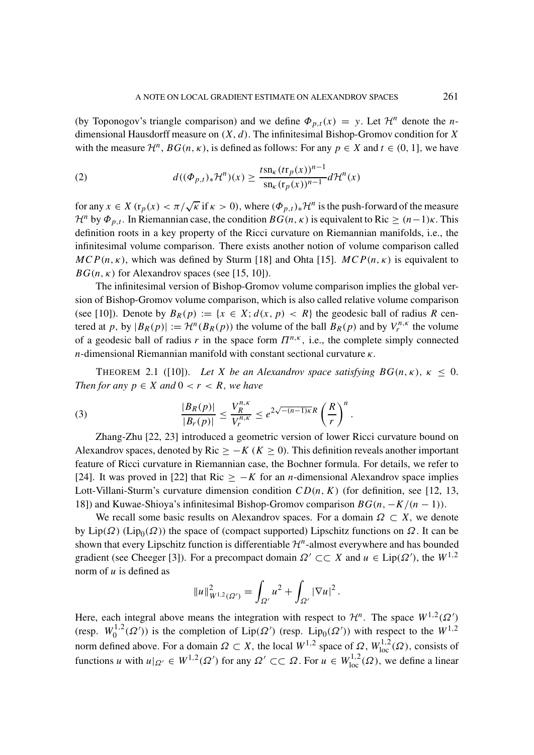(by Toponogov's triangle comparison) and we define $\Phi_{p,t}(x) = y$. Let $\mathcal{H}^n$ denote the $n$-dimensional Hausdorff measure on $(X, d)$. The infinitesimal Bishop-Gromov condition for $X$ with the measure $\mathcal{H}^n$, $BG(n, \kappa)$, is defined as follows: For any $p \in X$ and $t \in (0, 1]$, we have

$$
d((\Phi_{p,t})_*\mathcal{H}^n)(x) \geq \frac{t\,\mathrm{sn}_\kappa(t\mathrm{r}_p(x))^{n-1}}{\mathrm{sn}_\kappa(\mathrm{r}_p(x))^{n-1}} d\mathcal{H}^n(x) \tag{2}
$$

for any $x \in X$ ($\mathrm{r}_p(x) < \pi/\sqrt{\kappa}$ if $\kappa > 0$), where $(\Phi_{p,t})_*\mathcal{H}^n$ is the push-forward of the measure $\mathcal{H}^n$ by $\Phi_{p,t}$. In Riemannian case, the condition $BG(n, \kappa)$ is equivalent to $\mathrm{Ric} \geq (n-1)\kappa$. This definition roots in a key property of the Ricci curvature on Riemannian manifolds, i.e., the infinitesimal volume comparison. There exists another notion of volume comparison called $MCP(n, \kappa)$, which was defined by Sturm [18] and Ohta [15]. $MCP(n, \kappa)$ is equivalent to $BG(n, \kappa)$ for Alexandrov spaces (see [15, 10]).

The infinitesimal version of Bishop-Gromov volume comparison implies the global version of Bishop-Gromov volume comparison, which is also called relative volume comparison (see [10]). Denote by $B_R(p) := \{x \in X; d(x, p) < R\}$ the geodesic ball of radius $R$ centered at $p$, by $|B_R(p)| := \mathcal{H}^n(B_R(p))$ the volume of the ball $B_R(p)$ and by $V_r^{n,\kappa}$ the volume of a geodesic ball of radius $r$ in the space form $\Pi^{n,\kappa}$, i.e., the complete simply connected $n$-dimensional Riemannian manifold with constant sectional curvature $\kappa$.

THEOREM 2.1 ([10]). *Let $X$ be an Alexandrov space satisfying $BG(n, \kappa)$, $\kappa \leq 0$. Then for any $p \in X$ and $0 < r < R$, we have*

$$
\frac{|B_R(p)|}{|B_r(p)|} \leq \frac{V_R^{n,\kappa}}{V_r^{n,\kappa}} \leq e^{2\sqrt{-(n-1)\kappa}R} \left(\frac{R}{r}\right)^n . \tag{3}
$$

Zhang-Zhu [22, 23] introduced a geometric version of lower Ricci curvature bound on Alexandrov spaces, denoted by $\mathrm{Ric} \geq -K$ ($K \geq 0$). This definition reveals another important feature of Ricci curvature in Riemannian case, the Bochner formula. For details, we refer to [24]. It was proved in [22] that $\mathrm{Ric} \geq -K$ for an $n$-dimensional Alexandrov space implies Lott-Villani-Sturm's curvature dimension condition $CD(n, K)$ (for definition, see [12, 13, 18]) and Kuwae-Shioya's infinitesimal Bishop-Gromov comparison $BG(n, -K/(n-1))$.

We recall some basic results on Alexandrov spaces. For a domain $\Omega \subset X$, we denote by $\mathrm{Lip}(\Omega)$ ($\mathrm{Lip}_0(\Omega)$) the space of (compact supported) Lipschitz functions on $\Omega$. It can be shown that every Lipschitz function is differentiable $\mathcal{H}^n$-almost everywhere and has bounded gradient (see Cheeger [3]). For a precompact domain $\Omega' \subset\subset X$ and $u \in \mathrm{Lip}(\Omega')$, the $W^{1,2}$ norm of $u$ is defined as

$$
\|u\|^2_{W^{1,2}(\Omega')} = \int_{\Omega'} u^2 + \int_{\Omega'} |\nabla u|^2 .
$$

Here, each integral above means the integration with respect to $\mathcal{H}^n$. The space $W^{1,2}(\Omega')$ (resp. $W_0^{1,2}(\Omega')$) is the completion of $\mathrm{Lip}(\Omega')$ (resp. $\mathrm{Lip}_0(\Omega')$) with respect to the $W^{1,2}$ norm defined above. For a domain $\Omega \subset X$, the local $W^{1,2}$ space of $\Omega$, $W^{1,2}_{\mathrm{loc}}(\Omega)$, consists of functions $u$ with $u|_{\Omega'} \in W^{1,2}(\Omega')$ for any $\Omega' \subset\subset \Omega$. For $u \in W^{1,2}_{\mathrm{loc}}(\Omega)$, we define a linear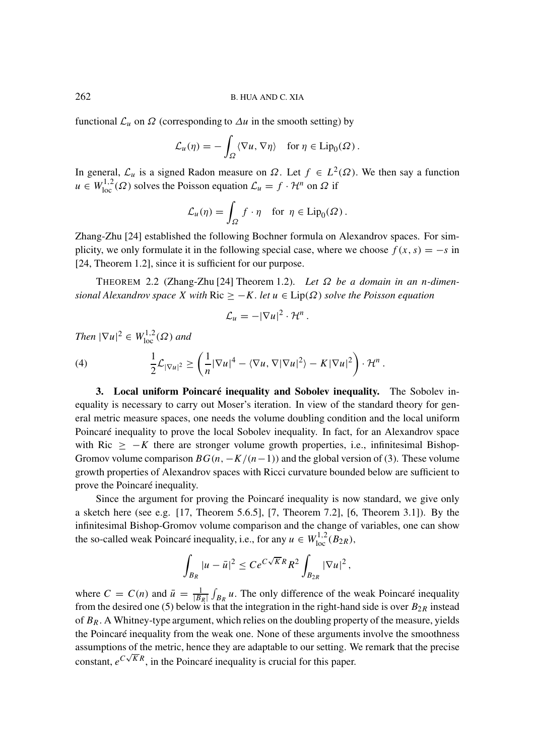functional $\mathcal{L}_u$ on $\Omega$ (corresponding to $\Delta u$ in the smooth setting) by

$$\mathcal{L}_u(\eta) = -\int_{\Omega} \langle \nabla u, \nabla \eta \rangle \quad \text{for } \eta \in \mathrm{Lip}_0(\Omega)\,.$$

In general, $\mathcal{L}_u$ is a signed Radon measure on $\Omega$. Let $f \in L^2(\Omega)$. We then say a function $u \in W^{1,2}_{\mathrm{loc}}(\Omega)$ solves the Poisson equation $\mathcal{L}_u = f \cdot \mathcal{H}^n$ on $\Omega$ if

$$\mathcal{L}_u(\eta) = \int_{\Omega} f \cdot \eta \quad \text{for } \eta \in \mathrm{Lip}_0(\Omega)\,.$$

Zhang-Zhu [24] established the following Bochner formula on Alexandrov spaces. For simplicity, we only formulate it in the following special case, where we choose $f(x, s) = -s$ in [24, Theorem 1.2], since it is sufficient for our purpose.

THEOREM 2.2 (Zhang-Zhu [24] Theorem 1.2). *Let $\Omega$ be a domain in an $n$-dimensional Alexandrov space $X$ with $\mathrm{Ric} \geq -K$. let $u \in \mathrm{Lip}(\Omega)$ solve the Poisson equation*

$$\mathcal{L}_u = -|\nabla u|^2 \cdot \mathcal{H}^n\,.$$

*Then $|\nabla u|^2 \in W^{1,2}_{\mathrm{loc}}(\Omega)$ and*

$$\frac{1}{2}\mathcal{L}_{|\nabla u|^2} \geq \left( \frac{1}{n}|\nabla u|^4 - \langle \nabla u, \nabla |\nabla u|^2 \rangle - K|\nabla u|^2 \right) \cdot \mathcal{H}^n\,. \tag{4}$$

**3. Local uniform Poincaré inequality and Sobolev inequality.** The Sobolev inequality is necessary to carry out Moser's iteration. In view of the standard theory for general metric measure spaces, one needs the volume doubling condition and the local uniform Poincaré inequality to prove the local Sobolev inequality. In fact, for an Alexandrov space with $\mathrm{Ric} \geq -K$ there are stronger volume growth properties, i.e., infinitesimal Bishop-Gromov volume comparison $BG(n, -K/(n-1))$ and the global version of (3). These volume growth properties of Alexandrov spaces with Ricci curvature bounded below are sufficient to prove the Poincaré inequality.

Since the argument for proving the Poincaré inequality is now standard, we give only a sketch here (see e.g. [17, Theorem 5.6.5], [7, Theorem 7.2], [6, Theorem 3.1]). By the infinitesimal Bishop-Gromov volume comparison and the change of variables, one can show the so-called weak Poincaré inequality, i.e., for any $u \in W^{1,2}_{\mathrm{loc}}(B_{2R})$,

$$\int_{B_R} |u - \bar{u}|^2 \leq Ce^{C\sqrt{K}R} R^2 \int_{B_{2R}} |\nabla u|^2\,,$$

where $C = C(n)$ and $\bar{u} = \frac{1}{|B_R|}\int_{B_R} u$. The only difference of the weak Poincaré inequality from the desired one (5) below is that the integration in the right-hand side is over $B_{2R}$ instead of $B_R$. A Whitney-type argument, which relies on the doubling property of the measure, yields the Poincaré inequality from the weak one. None of these arguments involve the smoothness assumptions of the metric, hence they are adaptable to our setting. We remark that the precise constant, $e^{C\sqrt{K}R}$, in the Poincaré inequality is crucial for this paper.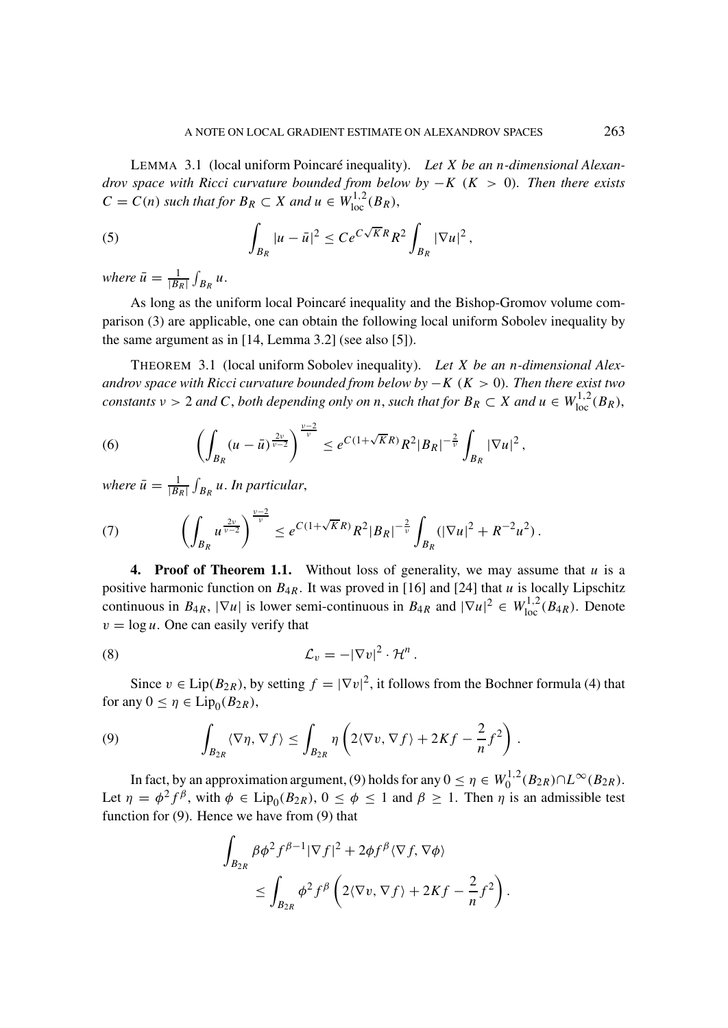LEMMA 3.1 (local uniform Poincaré inequality). *Let $X$ be an $n$-dimensional Alexandrov space with Ricci curvature bounded from below by $-K$ ($K > 0$). Then there exists $C = C(n)$ such that for $B_R \subset X$ and $u \in W^{1,2}_{\mathrm{loc}}(B_R)$,*

$$\int_{B_R} |u - \bar{u}|^2 \le C e^{C\sqrt{K}R} R^2 \int_{B_R} |\nabla u|^2 , \tag{5}$$

*where $\bar{u} = \frac{1}{|B_R|}\int_{B_R} u$.*

As long as the uniform local Poincaré inequality and the Bishop-Gromov volume comparison (3) are applicable, one can obtain the following local uniform Sobolev inequality by the same argument as in [14, Lemma 3.2] (see also [5]).

THEOREM 3.1 (local uniform Sobolev inequality). *Let $X$ be an $n$-dimensional Alexandrov space with Ricci curvature bounded from below by $-K$ ($K > 0$). Then there exist two constants $\nu > 2$ and $C$, both depending only on $n$, such that for $B_R \subset X$ and $u \in W^{1,2}_{\mathrm{loc}}(B_R)$,*

$$\left( \int_{B_R} (u - \bar{u})^{\frac{2\nu}{\nu-2}} \right)^{\frac{\nu-2}{\nu}} \le e^{C(1+\sqrt{K}R)} R^2 |B_R|^{-\frac{2}{\nu}} \int_{B_R} |\nabla u|^2 , \tag{6}$$

*where $\bar{u} = \frac{1}{|B_R|}\int_{B_R} u$. In particular,*

$$\left( \int_{B_R} u^{\frac{2\nu}{\nu-2}} \right)^{\frac{\nu-2}{\nu}} \le e^{C(1+\sqrt{K}R)} R^2 |B_R|^{-\frac{2}{\nu}} \int_{B_R} (|\nabla u|^2 + R^{-2}u^2) . \tag{7}$$

**4. Proof of Theorem 1.1.** Without loss of generality, we may assume that $u$ is a positive harmonic function on $B_{4R}$. It was proved in [16] and [24] that $u$ is locally Lipschitz continuous in $B_{4R}$, $|\nabla u|$ is lower semi-continuous in $B_{4R}$ and $|\nabla u|^2 \in W^{1,2}_{\mathrm{loc}}(B_{4R})$. Denote $v = \log u$. One can easily verify that

$$\mathcal{L}_v = -|\nabla v|^2 \cdot \mathcal{H}^n . \tag{8}$$

Since $v \in \mathrm{Lip}(B_{2R})$, by setting $f = |\nabla v|^2$, it follows from the Bochner formula (4) that for any $0 \le \eta \in \mathrm{Lip}_0(B_{2R})$,

$$\int_{B_{2R}} \langle \nabla \eta, \nabla f \rangle \le \int_{B_{2R}} \eta \left( 2\langle \nabla v, \nabla f \rangle + 2Kf - \frac{2}{n} f^2 \right) . \tag{9}$$

In fact, by an approximation argument, (9) holds for any $0 \le \eta \in W^{1,2}_0(B_{2R}) \cap L^\infty(B_{2R})$. Let $\eta = \phi^2 f^\beta$, with $\phi \in \mathrm{Lip}_0(B_{2R})$, $0 \le \phi \le 1$ and $\beta \ge 1$. Then $\eta$ is an admissible test function for (9). Hence we have from (9) that

$$\begin{aligned} \int_{B_{2R}} & \beta \phi^2 f^{\beta-1} |\nabla f|^2 + 2\phi f^\beta \langle \nabla f, \nabla \phi \rangle \\ & \le \int_{B_{2R}} \phi^2 f^\beta \left( 2\langle \nabla v, \nabla f \rangle + 2Kf - \frac{2}{n} f^2 \right) . \end{aligned}$$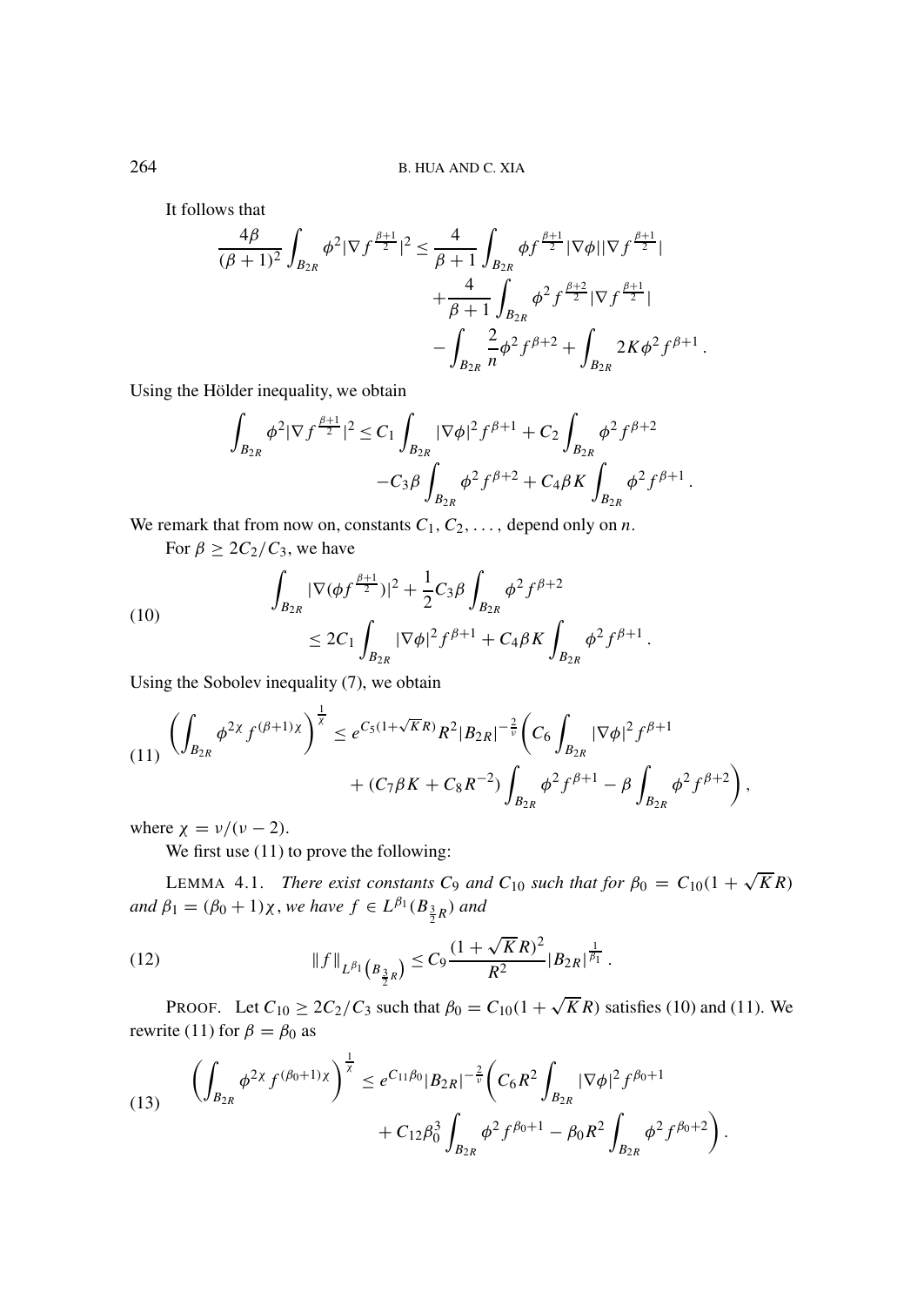It follows that

$$\frac{4\beta}{(\beta+1)^2}\int_{B_{2R}}\phi^2|\nabla f^{\frac{\beta+1}{2}}|^2 \leq \frac{4}{\beta+1}\int_{B_{2R}}\phi f^{\frac{\beta+1}{2}}|\nabla\phi||\nabla f^{\frac{\beta+1}{2}}| + \frac{4}{\beta+1}\int_{B_{2R}}\phi^2 f^{\frac{\beta+2}{2}}|\nabla f^{\frac{\beta+1}{2}}| - \int_{B_{2R}}\frac{2}{n}\phi^2 f^{\beta+2} + \int_{B_{2R}}2K\phi^2 f^{\beta+1}.$$

Using the Hölder inequality, we obtain

$$\int_{B_{2R}}\phi^2|\nabla f^{\frac{\beta+1}{2}}|^2 \leq C_1\int_{B_{2R}}|\nabla\phi|^2 f^{\beta+1} + C_2\int_{B_{2R}}\phi^2 f^{\beta+2} - C_3\beta\int_{B_{2R}}\phi^2 f^{\beta+2} + C_4\beta K\int_{B_{2R}}\phi^2 f^{\beta+1}.$$

We remark that from now on, constants $C_1, C_2, \ldots,$ depend only on $n$.

For $\beta \geq 2C_2/C_3$, we have

$$\int_{B_{2R}}|\nabla(\phi f^{\frac{\beta+1}{2}})|^2 + \frac{1}{2}C_3\beta\int_{B_{2R}}\phi^2 f^{\beta+2} \leq 2C_1\int_{B_{2R}}|\nabla\phi|^2 f^{\beta+1} + C_4\beta K\int_{B_{2R}}\phi^2 f^{\beta+1}. \tag{10}$$

Using the Sobolev inequality (7), we obtain

$$\left(\int_{B_{2R}}\phi^{2\chi}f^{(\beta+1)\chi}\right)^{\frac{1}{\chi}} \leq e^{C_5(1+\sqrt{K}R)}R^2|B_{2R}|^{-\frac{2}{\nu}}\biggl(C_6\int_{B_{2R}}|\nabla\phi|^2 f^{\beta+1} + (C_7\beta K + C_8R^{-2})\int_{B_{2R}}\phi^2 f^{\beta+1} - \beta\int_{B_{2R}}\phi^2 f^{\beta+2}\biggr), \tag{11}$$

where $\chi = \nu/(\nu-2)$.

We first use (11) to prove the following:

LEMMA 4.1. *There exist constants $C_9$ and $C_{10}$ such that for $\beta_0 = C_{10}(1+\sqrt{K}R)$ and $\beta_1 = (\beta_0+1)\chi$, we have $f \in L^{\beta_1}(B_{\frac{3}{2}R})$ and*

$$\|f\|_{L^{\beta_1}(B_{\frac{3}{2}R})} \leq C_9\frac{(1+\sqrt{K}R)^2}{R^2}|B_{2R}|^{\frac{1}{\beta_1}}. \tag{12}$$

PROOF. Let $C_{10} \geq 2C_2/C_3$ such that $\beta_0 = C_{10}(1+\sqrt{K}R)$ satisfies (10) and (11). We rewrite (11) for $\beta = \beta_0$ as

$$\left(\int_{B_{2R}}\phi^{2\chi}f^{(\beta_0+1)\chi}\right)^{\frac{1}{\chi}} \leq e^{C_{11}\beta_0}|B_{2R}|^{-\frac{2}{\nu}}\biggl(C_6R^2\int_{B_{2R}}|\nabla\phi|^2 f^{\beta_0+1} + C_{12}\beta_0^3\int_{B_{2R}}\phi^2 f^{\beta_0+1} - \beta_0R^2\int_{B_{2R}}\phi^2 f^{\beta_0+2}\biggr). \tag{13}$$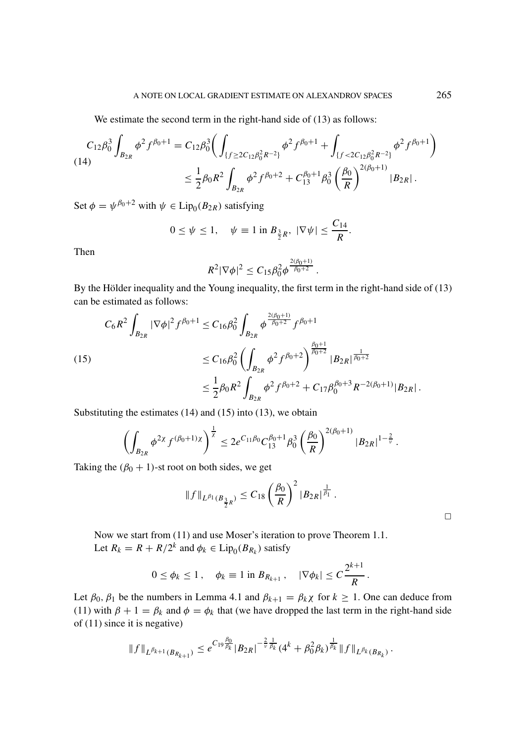We estimate the second term in the right-hand side of (13) as follows:

$$
\begin{aligned}
C_{12}\beta_0^3\int_{B_{2R}}\phi^2 f^{\beta_0+1} &= C_{12}\beta_0^3\bigg(\int_{\{f\geq 2C_{12}\beta_0^2R^{-2}\}}\phi^2 f^{\beta_0+1}+\int_{\{f<2C_{12}\beta_0^2R^{-2}\}}\phi^2 f^{\beta_0+1}\bigg) \\
&\leq \frac{1}{2}\beta_0 R^2\int_{B_{2R}}\phi^2 f^{\beta_0+2}+C_{13}^{\beta_0+1}\beta_0^3\left(\frac{\beta_0}{R}\right)^{2(\beta_0+1)}|B_{2R}|\,.
\end{aligned}
\tag{14}
$$

Set $\phi=\psi^{\beta_0+2}$ with $\psi\in \mathrm{Lip}_0(B_{2R})$ satisfying

$$
0\leq\psi\leq 1,\quad \psi\equiv 1 \text{ in } B_{\frac{3}{2}R},\ |\nabla\psi|\leq\frac{C_{14}}{R}.
$$

Then

$$
R^2|\nabla\phi|^2\leq C_{15}\beta_0^2\phi^{\frac{2(\beta_0+1)}{\beta_0+2}}\,.
$$

By the Hölder inequality and the Young inequality, the first term in the right-hand side of (13) can be estimated as follows:

$$
\begin{aligned}
C_6R^2\int_{B_{2R}}|\nabla\phi|^2 f^{\beta_0+1} &\leq C_{16}\beta_0^2\int_{B_{2R}}\phi^{\frac{2(\beta_0+1)}{\beta_0+2}}f^{\beta_0+1} \\
&\leq C_{16}\beta_0^2\left(\int_{B_{2R}}\phi^2 f^{\beta_0+2}\right)^{\frac{\beta_0+1}{\beta_0+2}}|B_{2R}|^{\frac{1}{\beta_0+2}} \\
&\leq \frac{1}{2}\beta_0R^2\int_{B_{2R}}\phi^2 f^{\beta_0+2}+C_{17}\beta_0^{\beta_0+3}R^{-2(\beta_0+1)}|B_{2R}|\,.
\end{aligned}
\tag{15}
$$

Substituting the estimates (14) and (15) into (13), we obtain

$$
\left(\int_{B_{2R}}\phi^{2\chi}f^{(\beta_0+1)\chi}\right)^{\frac{1}{\chi}}\leq 2e^{C_{11}\beta_0}C_{13}^{\beta_0+1}\beta_0^3\left(\frac{\beta_0}{R}\right)^{2(\beta_0+1)}|B_{2R}|^{1-\frac{2}{\nu}}\,.
$$

Taking the $(\beta_0+1)$-st root on both sides, we get

$$
\|f\|_{L^{\beta_1}(B_{\frac{3}{2}R})}\leq C_{18}\left(\frac{\beta_0}{R}\right)^2|B_{2R}|^{\frac{1}{\beta_1}}\,.
$$

□

Now we start from (11) and use Moser's iteration to prove Theorem 1.1.

Let $R_k=R+R/2^k$ and $\phi_k\in \mathrm{Lip}_0(B_{R_k})$ satisfy

$$
0\leq\phi_k\leq 1\,,\quad \phi_k\equiv 1 \text{ in } B_{R_{k+1}}\,,\quad |\nabla\phi_k|\leq C\frac{2^{k+1}}{R}\,.
$$

Let $\beta_0$, $\beta_1$ be the numbers in Lemma 4.1 and $\beta_{k+1}=\beta_k\chi$ for $k\geq 1$. One can deduce from (11) with $\beta+1=\beta_k$ and $\phi=\phi_k$ that (we have dropped the last term in the right-hand side of (11) since it is negative)

$$
\|f\|_{L^{\beta_{k+1}}(B_{R_{k+1}})}\leq e^{C_{19}\frac{\beta_0}{\beta_k}}|B_{2R}|^{-\frac{2}{\nu}\frac{1}{\beta_k}}(4^k+\beta_0^2\beta_k)^{\frac{1}{\beta_k}}\|f\|_{L^{\beta_k}(B_{R_k})}\,.
$$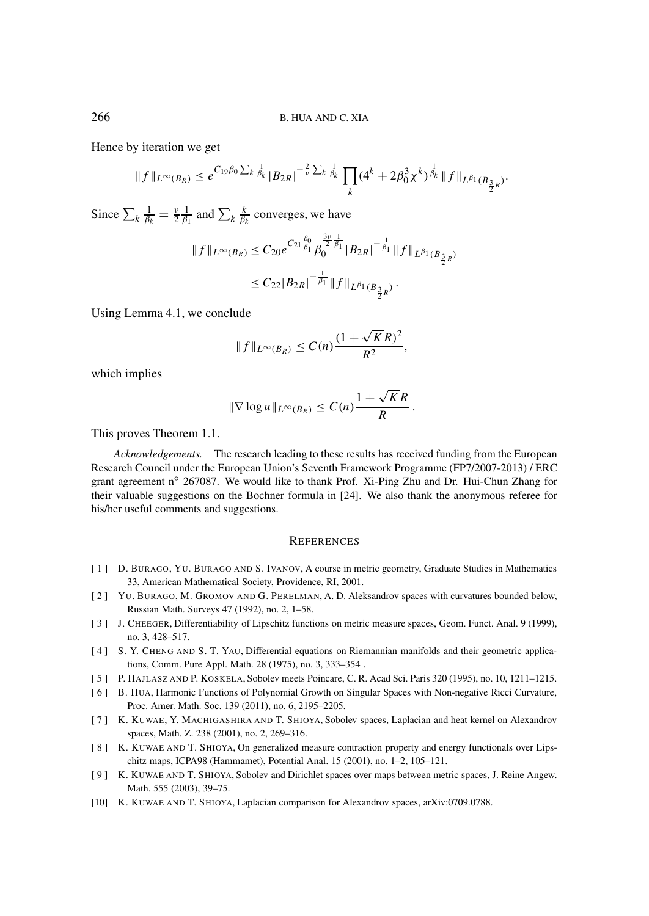Hence by iteration we get

$$\|f\|_{L^\infty(B_R)} \leq e^{C_{19}\beta_0 \sum_k \frac{1}{\beta_k}} |B_{2R}|^{-\frac{2}{\nu}\sum_k \frac{1}{\beta_k}} \prod_k (4^k + 2\beta_0^3 \chi^k)^{\frac{1}{\beta_k}} \|f\|_{L^{\beta_1}(B_{\frac{3}{2}R})}.$$

Since $\sum_k \frac{1}{\beta_k} = \frac{\nu}{2}\frac{1}{\beta_1}$ and $\sum_k \frac{k}{\beta_k}$ converges, we have

$$\begin{aligned}
\|f\|_{L^\infty(B_R)} &\leq C_{20} e^{C_{21}\frac{\beta_0}{\beta_1}} \beta_0^{\frac{3\nu}{2}\frac{1}{\beta_1}} |B_{2R}|^{-\frac{1}{\beta_1}} \|f\|_{L^{\beta_1}(B_{\frac{3}{2}R})} \\
&\leq C_{22} |B_{2R}|^{-\frac{1}{\beta_1}} \|f\|_{L^{\beta_1}(B_{\frac{3}{2}R})}.
\end{aligned}$$

Using Lemma 4.1, we conclude

$$\|f\|_{L^\infty(B_R)} \leq C(n) \frac{(1+\sqrt{K}R)^2}{R^2},$$

which implies

$$\|\nabla \log u\|_{L^\infty(B_R)} \leq C(n) \frac{1+\sqrt{K}R}{R}.$$

This proves Theorem 1.1.

*Acknowledgements.* The research leading to these results has received funding from the European Research Council under the European Union's Seventh Framework Programme (FP7/2007-2013) / ERC grant agreement n° 267087. We would like to thank Prof. Xi-Ping Zhu and Dr. Hui-Chun Zhang for their valuable suggestions on the Bochner formula in [24]. We also thank the anonymous referee for his/her useful comments and suggestions.

## REFERENCES

[1] D. BURAGO, YU. BURAGO AND S. IVANOV, A course in metric geometry, Graduate Studies in Mathematics 33, American Mathematical Society, Providence, RI, 2001.

[2] YU. BURAGO, M. GROMOV AND G. PERELMAN, A. D. Aleksandrov spaces with curvatures bounded below, Russian Math. Surveys 47 (1992), no. 2, 1–58.

[3] J. CHEEGER, Differentiability of Lipschitz functions on metric measure spaces, Geom. Funct. Anal. 9 (1999), no. 3, 428–517.

[4] S. Y. CHENG AND S. T. YAU, Differential equations on Riemannian manifolds and their geometric applications, Comm. Pure Appl. Math. 28 (1975), no. 3, 333–354 .

[5] P. HAJLASZ AND P. KOSKELA, Sobolev meets Poincare, C. R. Acad Sci. Paris 320 (1995), no. 10, 1211–1215.

[6] B. HUA, Harmonic Functions of Polynomial Growth on Singular Spaces with Non-negative Ricci Curvature, Proc. Amer. Math. Soc. 139 (2011), no. 6, 2195–2205.

[7] K. KUWAE, Y. MACHIGASHIRA AND T. SHIOYA, Sobolev spaces, Laplacian and heat kernel on Alexandrov spaces, Math. Z. 238 (2001), no. 2, 269–316.

[8] K. KUWAE AND T. SHIOYA, On generalized measure contraction property and energy functionals over Lipschitz maps, ICPA98 (Hammamet), Potential Anal. 15 (2001), no. 1–2, 105–121.

[9] K. KUWAE AND T. SHIOYA, Sobolev and Dirichlet spaces over maps between metric spaces, J. Reine Angew. Math. 555 (2003), 39–75.

[10] K. KUWAE AND T. SHIOYA, Laplacian comparison for Alexandrov spaces, arXiv:0709.0788.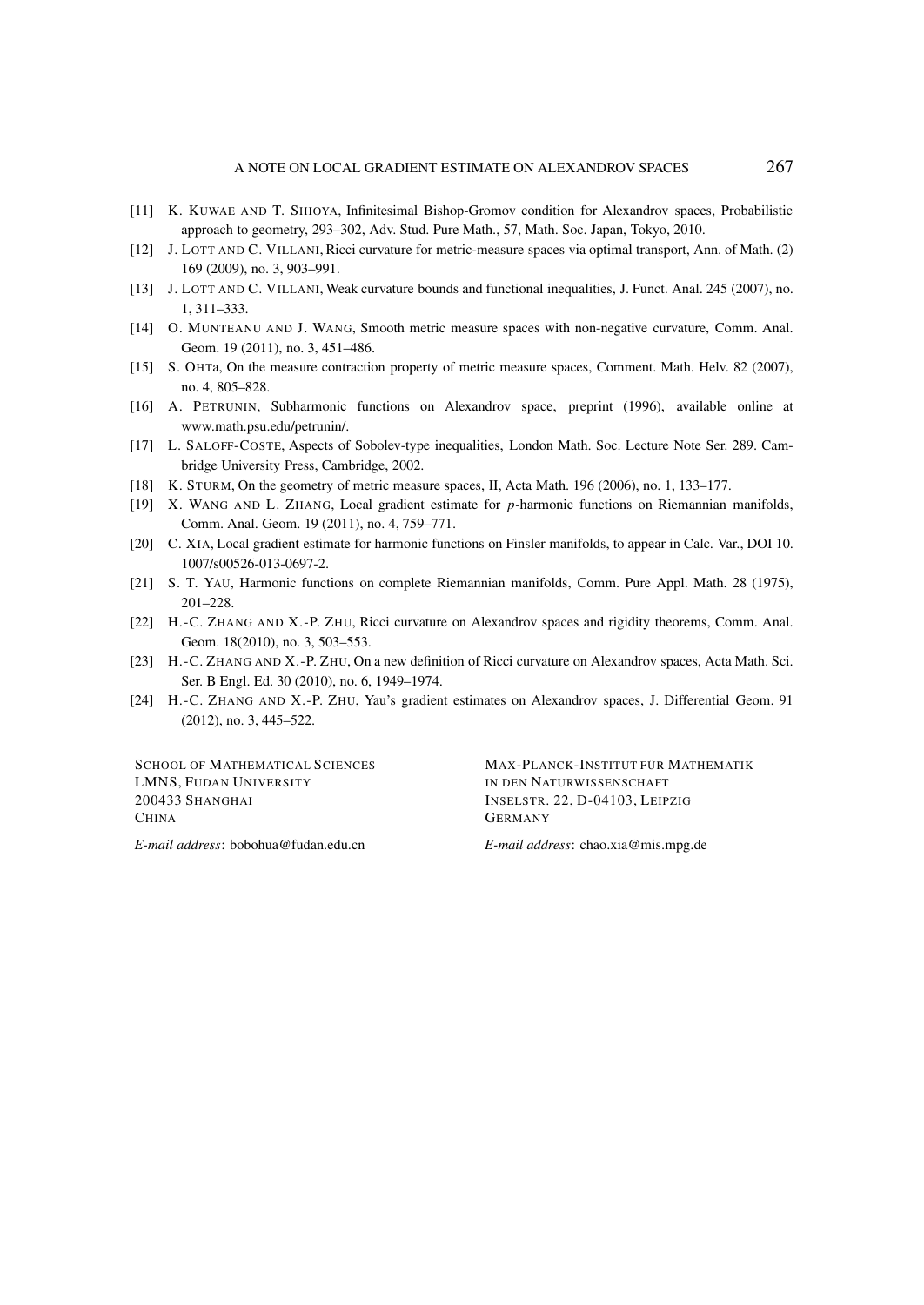[11] K. Kuwae and T. Shioya, Infinitesimal Bishop-Gromov condition for Alexandrov spaces, Probabilistic approach to geometry, 293–302, Adv. Stud. Pure Math., 57, Math. Soc. Japan, Tokyo, 2010.

[12] J. Lott and C. Villani, Ricci curvature for metric-measure spaces via optimal transport, Ann. of Math. (2) 169 (2009), no. 3, 903–991.

[13] J. Lott and C. Villani, Weak curvature bounds and functional inequalities, J. Funct. Anal. 245 (2007), no. 1, 311–333.

[14] O. Munteanu and J. Wang, Smooth metric measure spaces with non-negative curvature, Comm. Anal. Geom. 19 (2011), no. 3, 451–486.

[15] S. Ohta, On the measure contraction property of metric measure spaces, Comment. Math. Helv. 82 (2007), no. 4, 805–828.

[16] A. Petrunin, Subharmonic functions on Alexandrov space, preprint (1996), available online at www.math.psu.edu/petrunin/.

[17] L. Saloff-Coste, Aspects of Sobolev-type inequalities, London Math. Soc. Lecture Note Ser. 289. Cambridge University Press, Cambridge, 2002.

[18] K. Sturm, On the geometry of metric measure spaces, II, Acta Math. 196 (2006), no. 1, 133–177.

[19] X. Wang and L. Zhang, Local gradient estimate for $p$-harmonic functions on Riemannian manifolds, Comm. Anal. Geom. 19 (2011), no. 4, 759–771.

[20] C. Xia, Local gradient estimate for harmonic functions on Finsler manifolds, to appear in Calc. Var., DOI 10. 1007/s00526-013-0697-2.

[21] S. T. Yau, Harmonic functions on complete Riemannian manifolds, Comm. Pure Appl. Math. 28 (1975), 201–228.

[22] H.-C. Zhang and X.-P. Zhu, Ricci curvature on Alexandrov spaces and rigidity theorems, Comm. Anal. Geom. 18(2010), no. 3, 503–553.

[23] H.-C. Zhang and X.-P. Zhu, On a new definition of Ricci curvature on Alexandrov spaces, Acta Math. Sci. Ser. B Engl. Ed. 30 (2010), no. 6, 1949–1974.

[24] H.-C. Zhang and X.-P. Zhu, Yau's gradient estimates on Alexandrov spaces, J. Differential Geom. 91 (2012), no. 3, 445–522.

School of Mathematical Sciences
LMNS, Fudan University
200433 Shanghai
China

*E-mail address*: bobohua@fudan.edu.cn

Max-Planck-Institut für Mathematik
in den Naturwissenschaft
Inselstr. 22, D-04103, Leipzig
Germany

*E-mail address*: chao.xia@mis.mpg.de